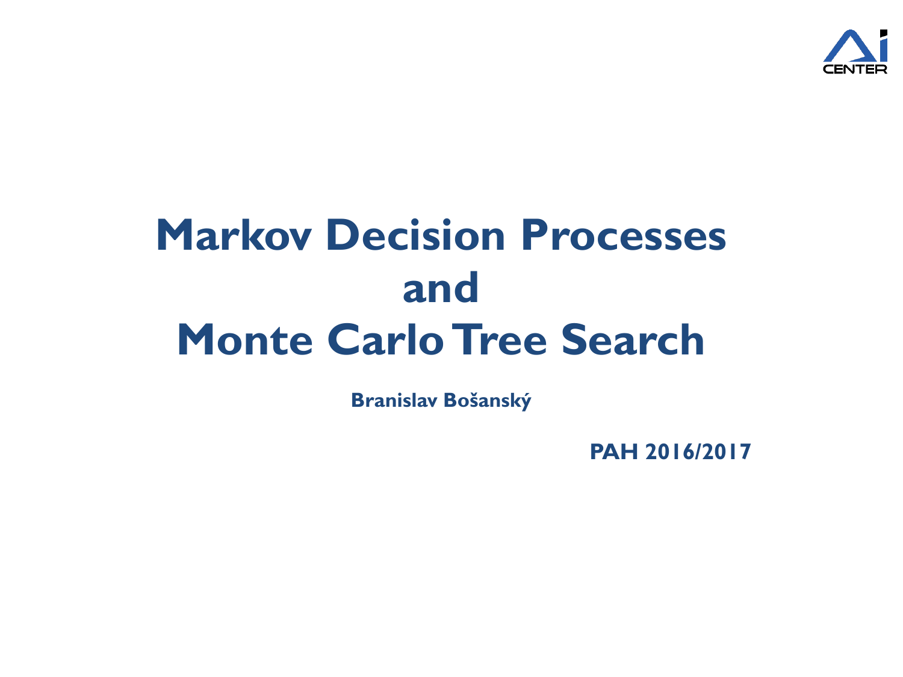# Markov Decision Processes and Monte Carlo Tree Search

**Branislav Bošanský**

**PAH 2016/2017**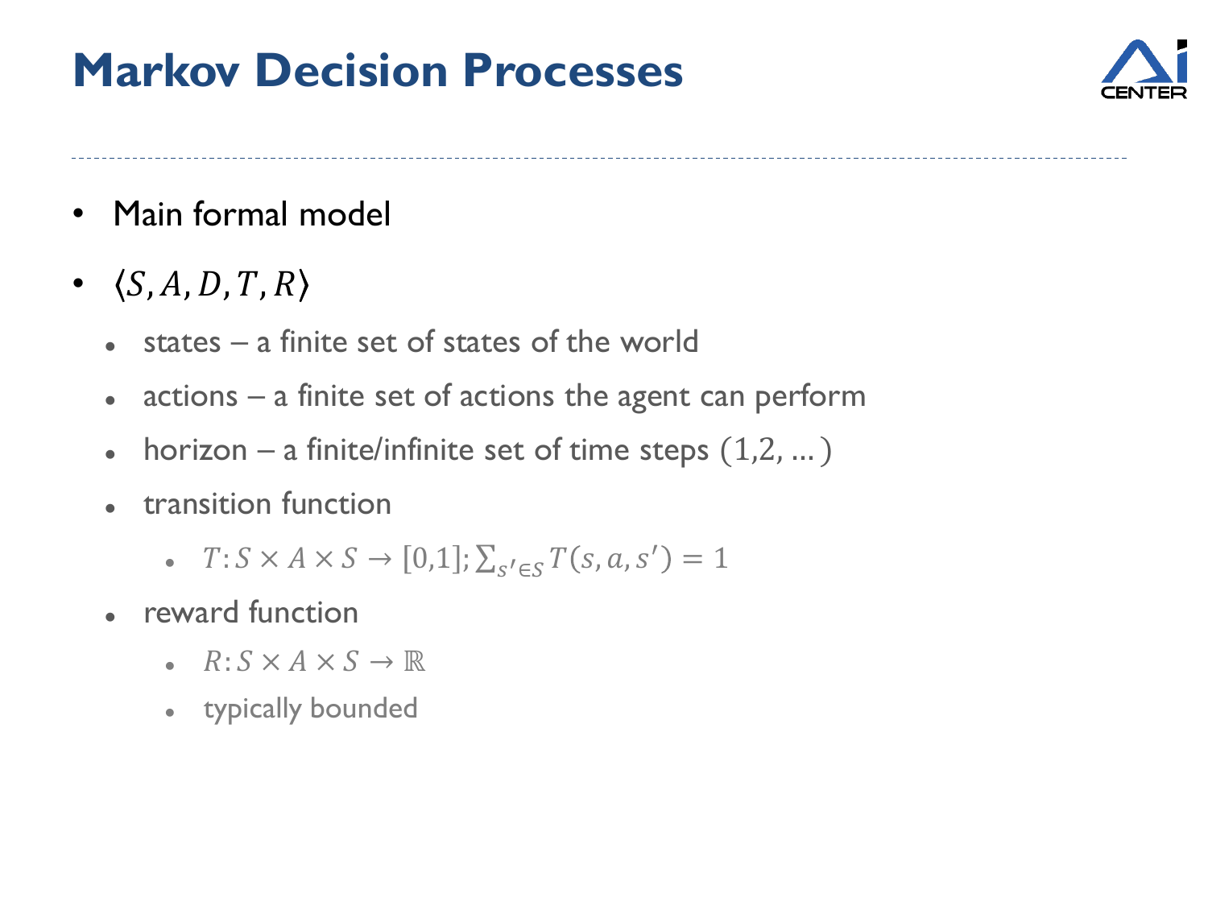# Markov Decision Processes

- Main formal model
- $\langle S, A, D, T, R \rangle$
  - states – a finite set of states of the world
  - actions – a finite set of actions the agent can perform
  - horizon – a finite/infinite set of time steps $(1,2, \ldots)$
  - transition function
    - $T: S \times A \times S \rightarrow [0,1]; \sum_{s' \in S} T(s, a, s') = 1$
  - reward function
    - $R: S \times A \times S \rightarrow \mathbb{R}$
    - typically bounded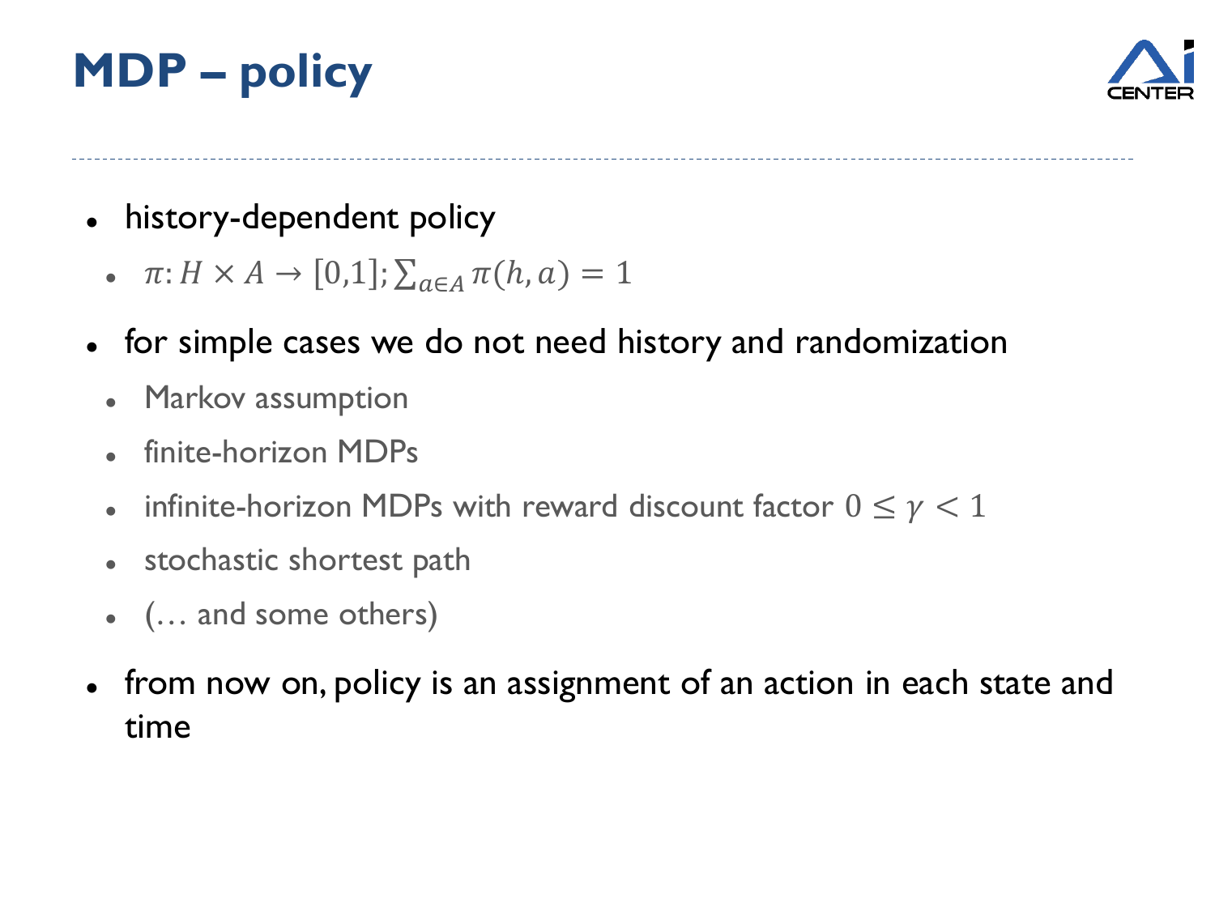# MDP – policy

- history-dependent policy
  - $\pi: H \times A \rightarrow [0,1]; \sum_{a \in A} \pi(h, a) = 1$
- for simple cases we do not need history and randomization
  - Markov assumption
  - finite-horizon MDPs
  - infinite-horizon MDPs with reward discount factor $0 \leq \gamma < 1$
  - stochastic shortest path
  - (… and some others)
- from now on, policy is an assignment of an action in each state and time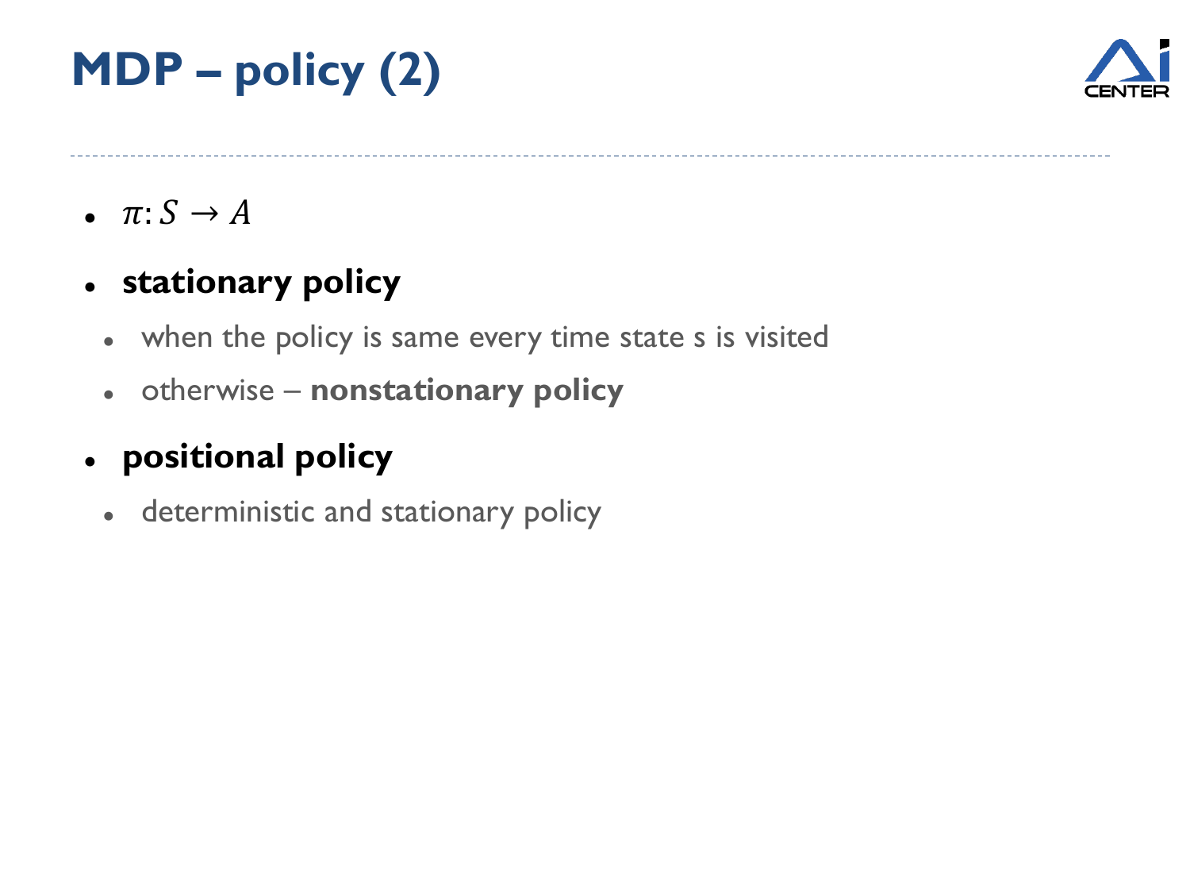# MDP – policy (2)

- $\pi: S \rightarrow A$
- **stationary policy**
  - when the policy is same every time state s is visited
  - otherwise – **nonstationary policy**
- **positional policy**
  - deterministic and stationary policy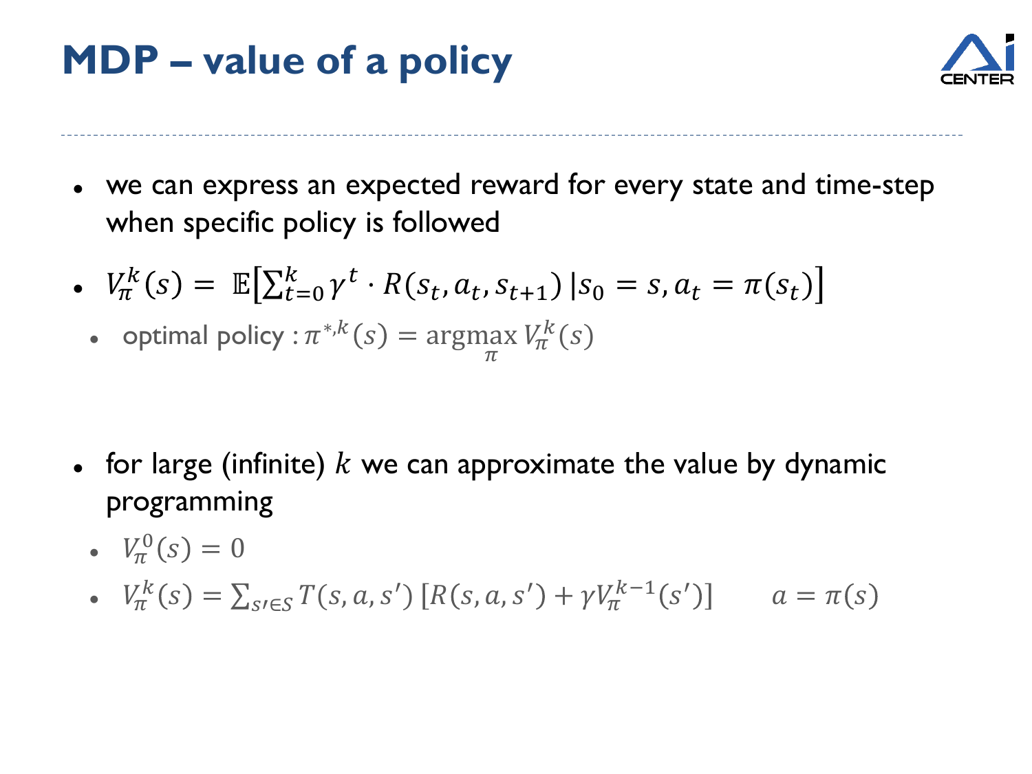# MDP – value of a policy

- we can express an expected reward for every state and time-step when specific policy is followed
- $V_\pi^k(s) = \mathbb{E}\left[\sum_{t=0}^{k} \gamma^t \cdot R(s_t, a_t, s_{t+1}) \,|s_0 = s, a_t = \pi(s_t)\right]$
  - optimal policy : $\pi^{*,k}(s) = \underset{\pi}{\operatorname{argmax}}\, V_\pi^k(s)$
- for large (infinite) $k$ we can approximate the value by dynamic programming
  - $V_\pi^0(s) = 0$
  - $V_\pi^k(s) = \sum_{s' \in S} T(s, a, s') \left[R(s, a, s') + \gamma V_\pi^{k-1}(s')\right] \qquad a = \pi(s)$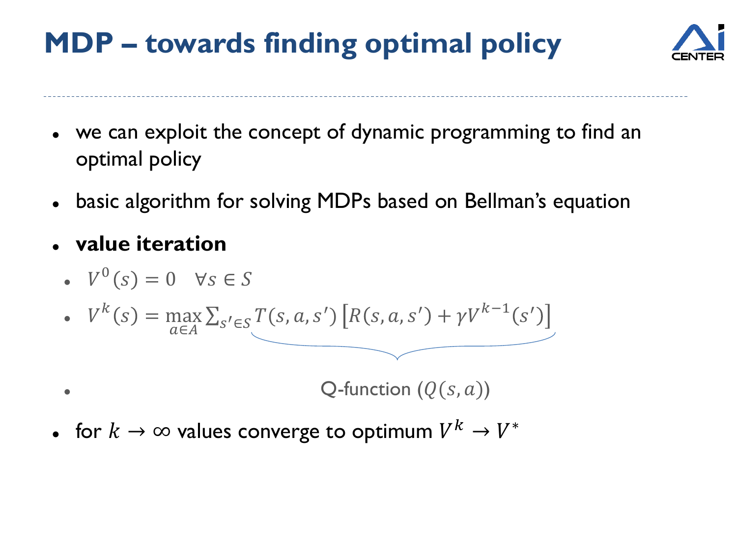# MDP – towards finding optimal policy

- we can exploit the concept of dynamic programming to find an optimal policy
- basic algorithm for solving MDPs based on Bellman's equation
- **value iteration**
  - $V^0(s) = 0 \quad \forall s \in S$
  - $V^k(s) = \max_{a \in A} \underbrace{\sum_{s' \in S} T(s,a,s') \left[R(s,a,s') + \gamma V^{k-1}(s')\right]}$
  - Q-function ($Q(s,a)$)
- for $k \to \infty$ values converge to optimum $V^k \to V^*$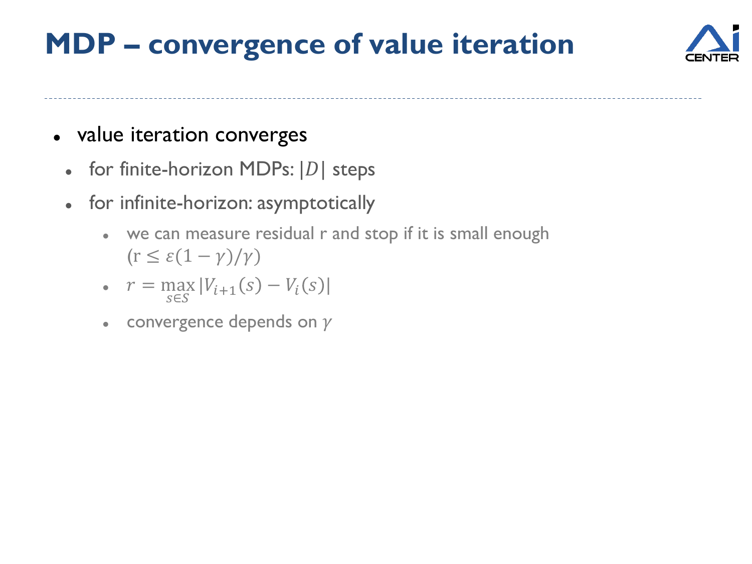# MDP – convergence of value iteration

- value iteration converges
  - for finite-horizon MDPs: $|D|$ steps
  - for infinite-horizon: asymptotically
    - we can measure residual r and stop if it is small enough ($\mathrm{r} \leq \varepsilon(1-\gamma)/\gamma$)
    - $r = \max_{s \in S} |V_{i+1}(s) - V_i(s)|$
    - convergence depends on $\gamma$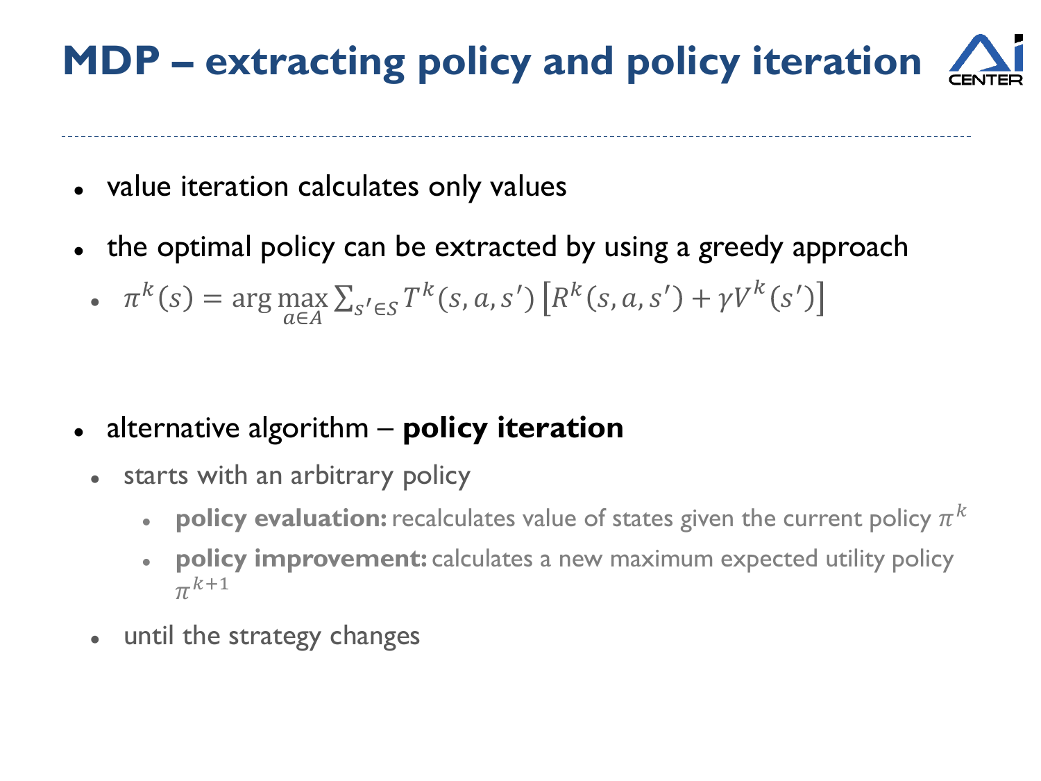# MDP – extracting policy and policy iteration

- value iteration calculates only values
- the optimal policy can be extracted by using a greedy approach
  - $\pi^k(s) = \arg\max_{a \in A} \sum_{s' \in S} T^k(s,a,s') \left[ R^k(s,a,s') + \gamma V^k(s') \right]$

- alternative algorithm – **policy iteration**
  - starts with an arbitrary policy
    - **policy evaluation:** recalculates value of states given the current policy $\pi^k$
    - **policy improvement:** calculates a new maximum expected utility policy $\pi^{k+1}$
  - until the strategy changes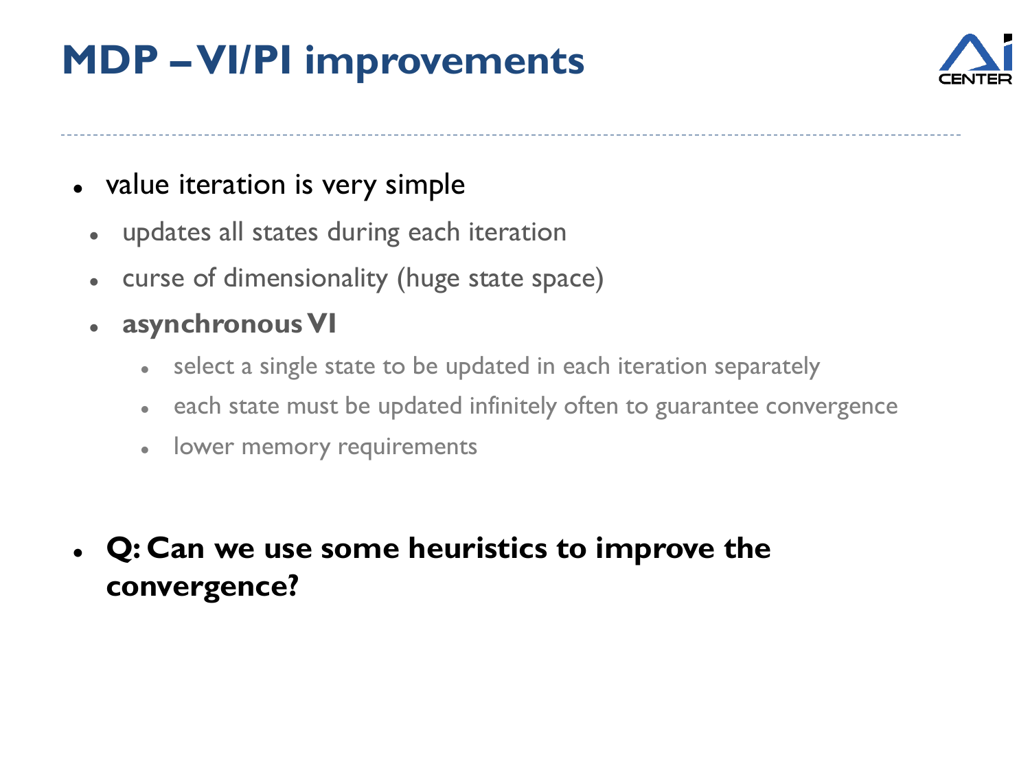# MDP – VI/PI improvements

- value iteration is very simple
  - updates all states during each iteration
  - curse of dimensionality (huge state space)
  - **asynchronous VI**
    - select a single state to be updated in each iteration separately
    - each state must be updated infinitely often to guarantee convergence
    - lower memory requirements

- **Q: Can we use some heuristics to improve the convergence?**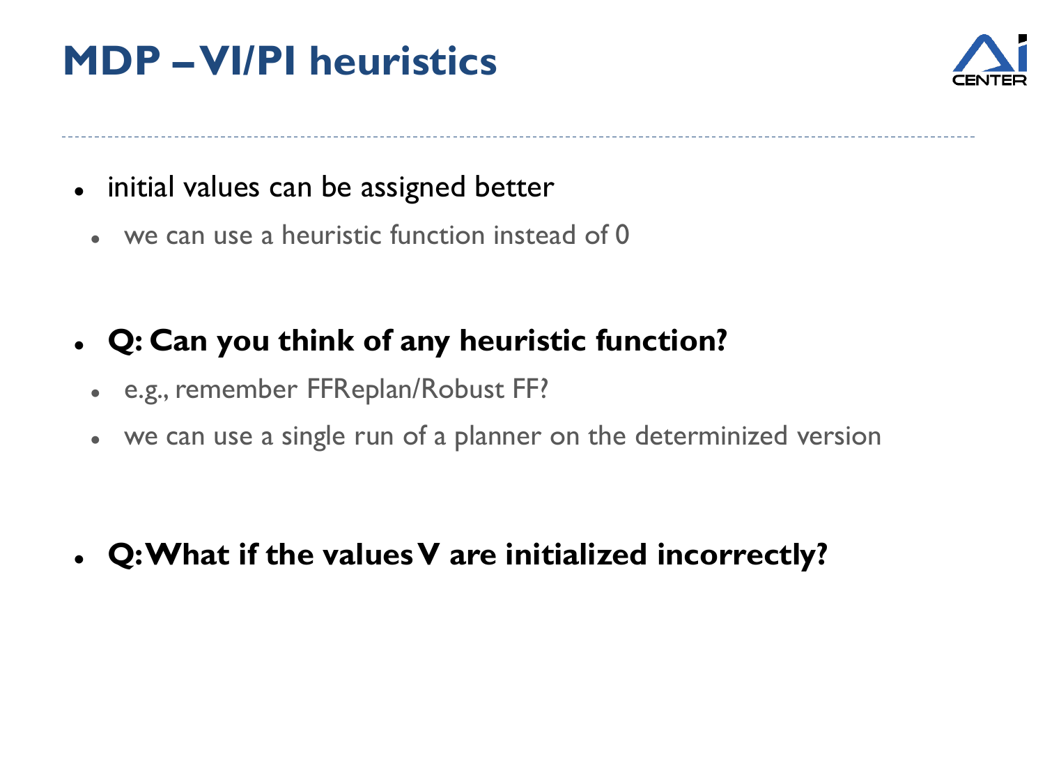# MDP – VI/PI heuristics

- initial values can be assigned better
  - we can use a heuristic function instead of 0

- **Q: Can you think of any heuristic function?**
  - e.g., remember FFReplan/Robust FF?
  - we can use a single run of a planner on the determinized version

- **Q: What if the values V are initialized incorrectly?**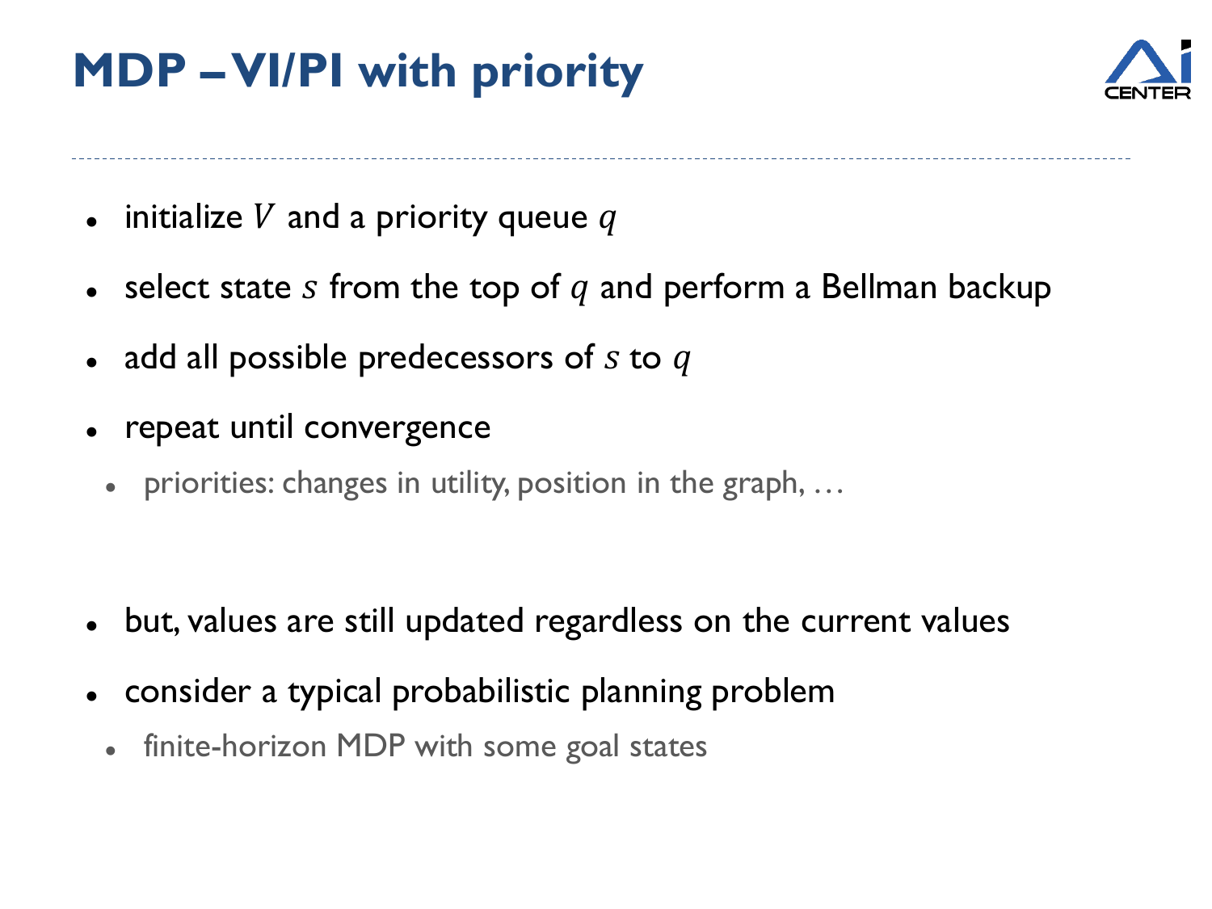# MDP – VI/PI with priority

- initialize $V$ and a priority queue $q$
- select state $s$ from the top of $q$ and perform a Bellman backup
- add all possible predecessors of $s$ to $q$
- repeat until convergence
  - priorities: changes in utility, position in the graph, …

- but, values are still updated regardless on the current values
- consider a typical probabilistic planning problem
  - finite-horizon MDP with some goal states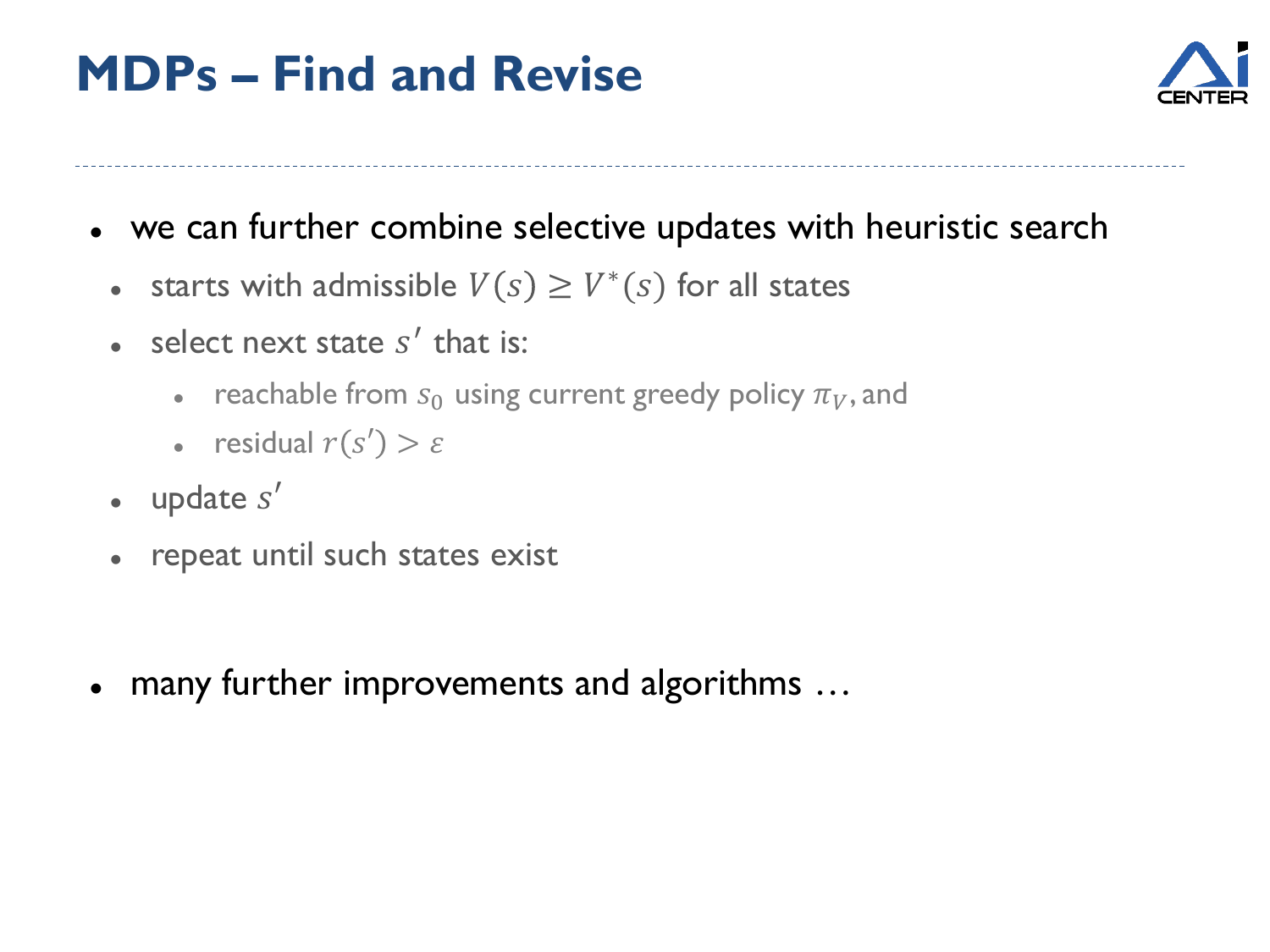# MDPs – Find and Revise

- we can further combine selective updates with heuristic search
  - starts with admissible $V(s) \geq V^*(s)$ for all states
  - select next state $s'$ that is:
    - reachable from $s_0$ using current greedy policy $\pi_V$, and
    - residual $r(s') > \varepsilon$
  - update $s'$
  - repeat until such states exist

- many further improvements and algorithms …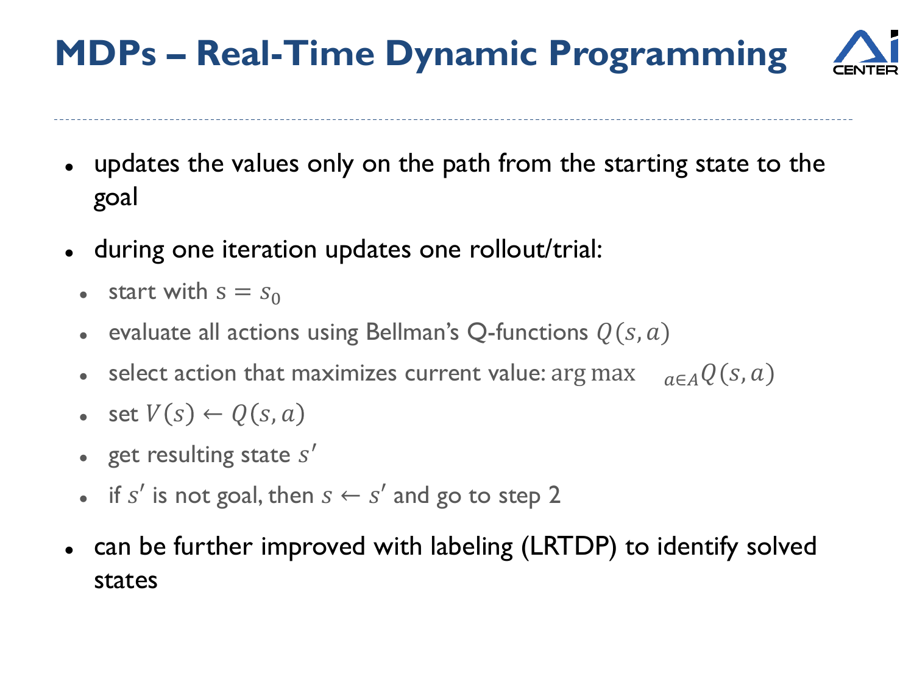# MDPs – Real-Time Dynamic Programming

- updates the values only on the path from the starting state to the goal
- during one iteration updates one rollout/trial:
  - start with $s = s_0$
  - evaluate all actions using Bellman's Q-functions $Q(s, a)$
  - select action that maximizes current value: $\arg\max_{a \in A} Q(s, a)$
  - set $V(s) \leftarrow Q(s, a)$
  - get resulting state $s'$
  - if $s'$ is not goal, then $s \leftarrow s'$ and go to step 2
- can be further improved with labeling (LRTDP) to identify solved states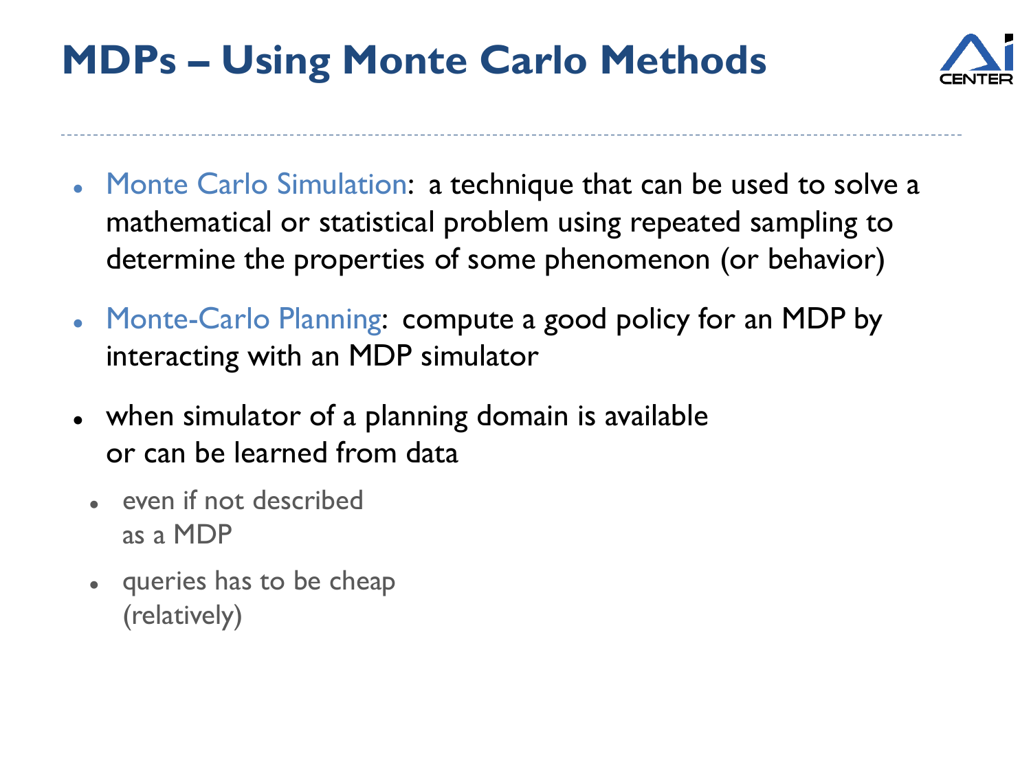# MDPs – Using Monte Carlo Methods

- Monte Carlo Simulation: a technique that can be used to solve a mathematical or statistical problem using repeated sampling to determine the properties of some phenomenon (or behavior)
- Monte-Carlo Planning: compute a good policy for an MDP by interacting with an MDP simulator
- when simulator of a planning domain is available or can be learned from data
  - even if not described as a MDP
  - queries has to be cheap (relatively)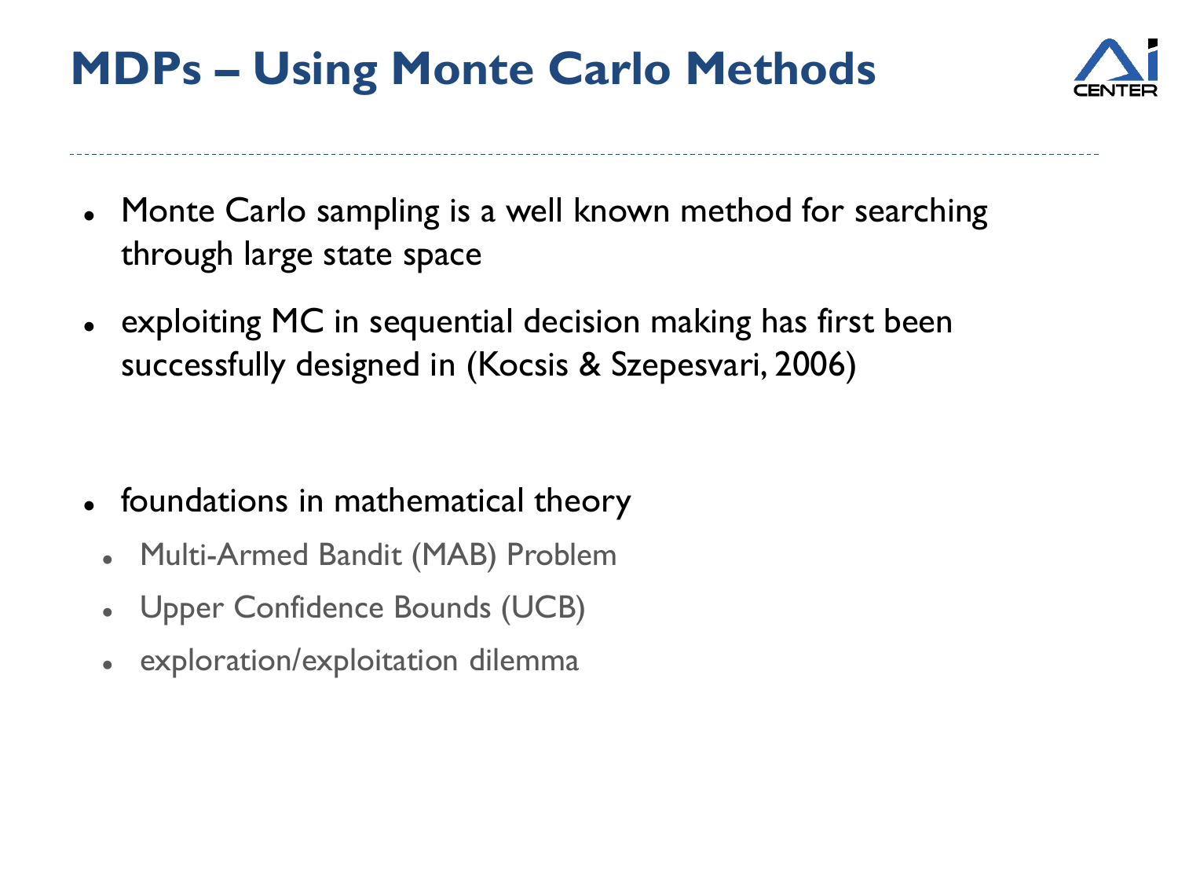# MDPs – Using Monte Carlo Methods

- Monte Carlo sampling is a well known method for searching through large state space
- exploiting MC in sequential decision making has first been successfully designed in (Kocsis & Szepesvari, 2006)

- foundations in mathematical theory
  - Multi-Armed Bandit (MAB) Problem
  - Upper Confidence Bounds (UCB)
  - exploration/exploitation dilemma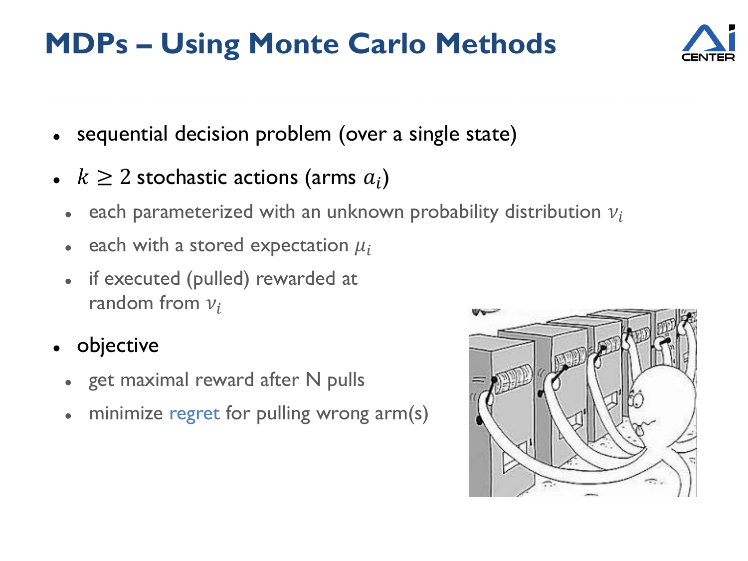# MDPs – Using Monte Carlo Methods

- sequential decision problem (over a single state)
- $k \geq 2$ stochastic actions (arms $a_i$)
  - each parameterized with an unknown probability distribution $\nu_i$
  - each with a stored expectation $\mu_i$
  - if executed (pulled) rewarded at random from $\nu_i$
- objective
  - get maximal reward after N pulls
  - minimize regret for pulling wrong arm(s)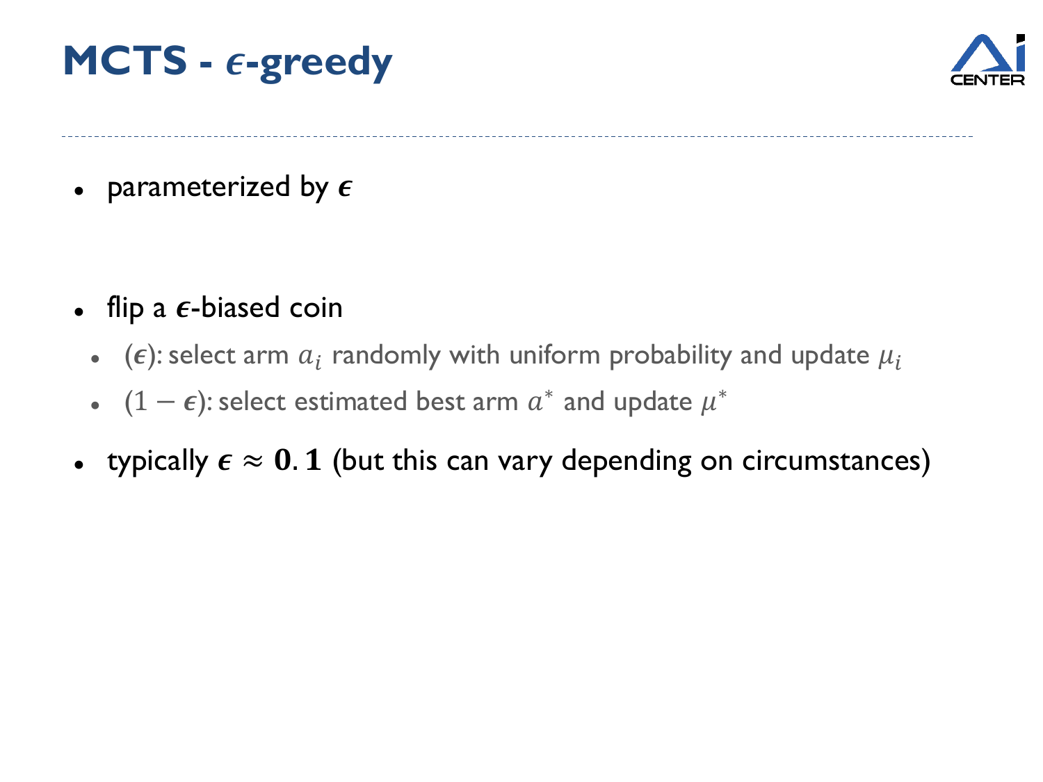# MCTS - $\epsilon$-greedy

- parameterized by $\boldsymbol{\epsilon}$

- flip a $\boldsymbol{\epsilon}$-biased coin
  - $(\boldsymbol{\epsilon})$: select arm $a_i$ randomly with uniform probability and update $\mu_i$
  - $(1 - \boldsymbol{\epsilon})$: select estimated best arm $a^*$ and update $\mu^*$
- typically $\boldsymbol{\epsilon} \approx \mathbf{0.1}$ (but this can vary depending on circumstances)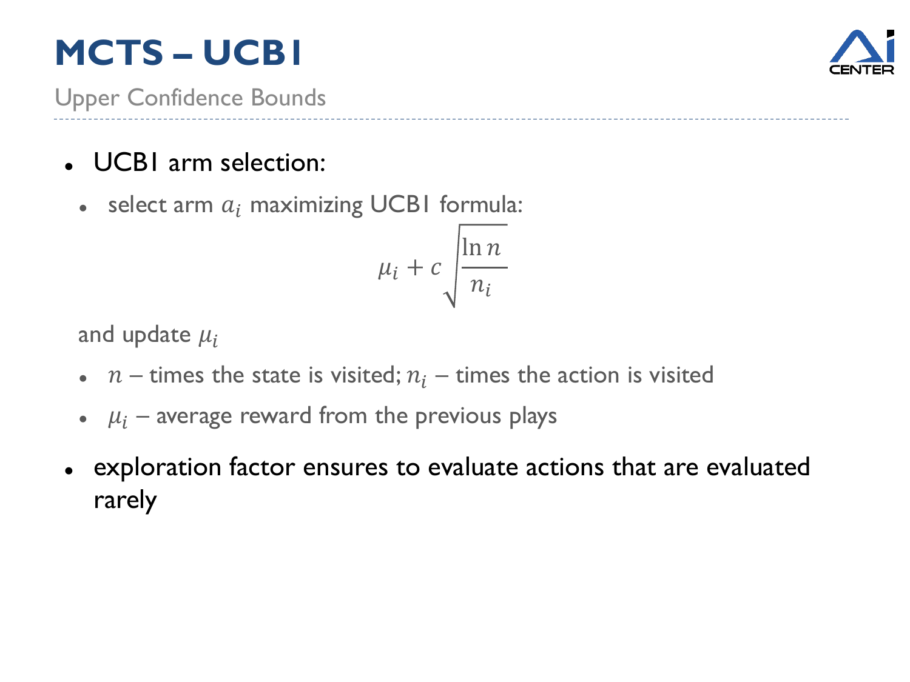# MCTS – UCB1

Upper Confidence Bounds

- UCB1 arm selection:
  - select arm $a_i$ maximizing UCB1 formula:

$$\mu_i + c\sqrt{\frac{\ln n}{n_i}}$$

  and update $\mu_i$

  - $n$ – times the state is visited; $n_i$ – times the action is visited
  - $\mu_i$ – average reward from the previous plays
- exploration factor ensures to evaluate actions that are evaluated rarely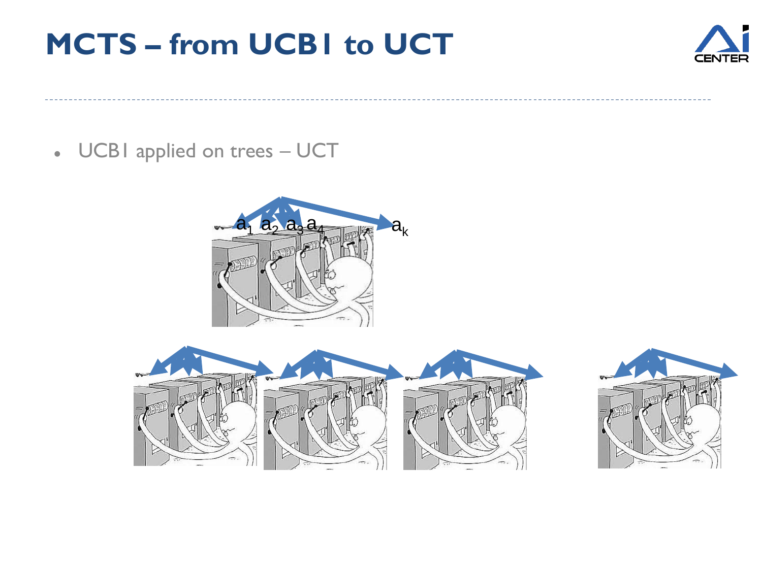# MCTS – from UCB1 to UCT

- UCB1 applied on trees – UCT

$a_1$ $a_2$ $a_3$ $a_4$ $a_k$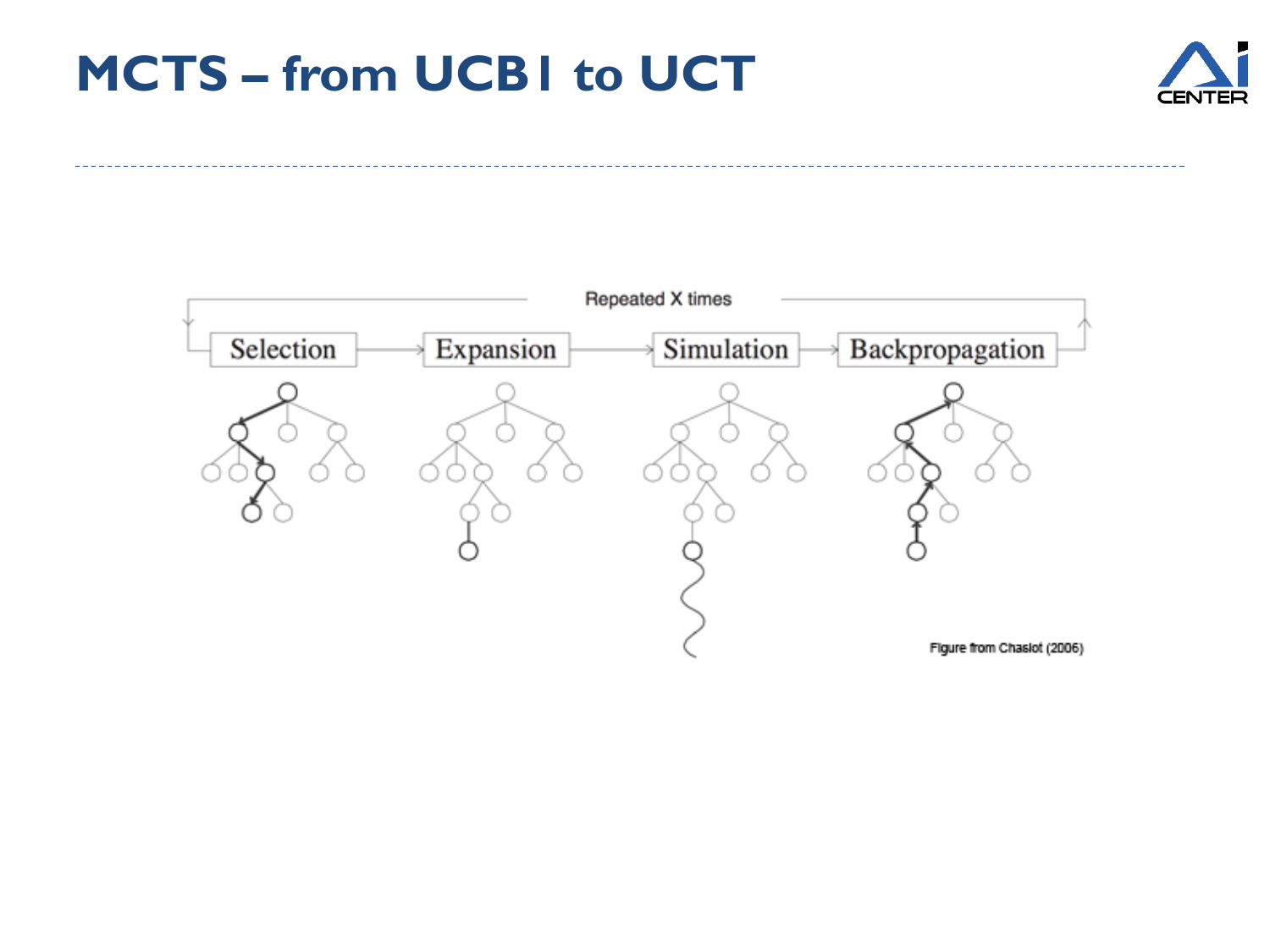# MCTS – from UCB1 to UCT

Repeated X times

Selection → Expansion → Simulation → Backpropagation

Figure from Chaslot (2006)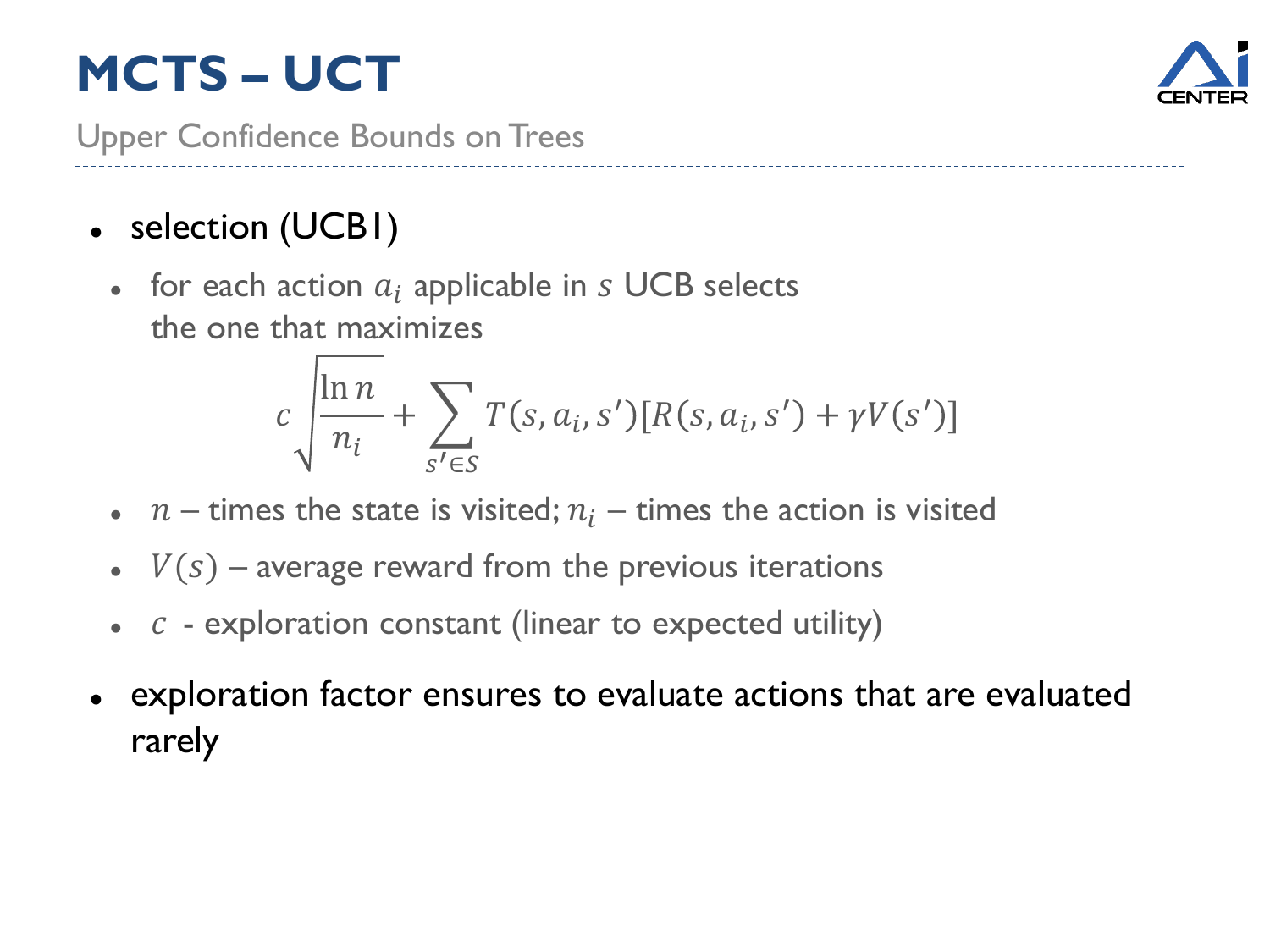# MCTS – UCT

Upper Confidence Bounds on Trees

- selection (UCB1)
  - for each action $a_i$ applicable in $s$ UCB selects the one that maximizes

$$c\sqrt{\frac{\ln n}{n_i}} + \sum_{s' \in S} T(s, a_i, s')[R(s, a_i, s') + \gamma V(s')]$$

  - $n$ – times the state is visited; $n_i$ – times the action is visited
  - $V(s)$ – average reward from the previous iterations
  - $c$ - exploration constant (linear to expected utility)
- exploration factor ensures to evaluate actions that are evaluated rarely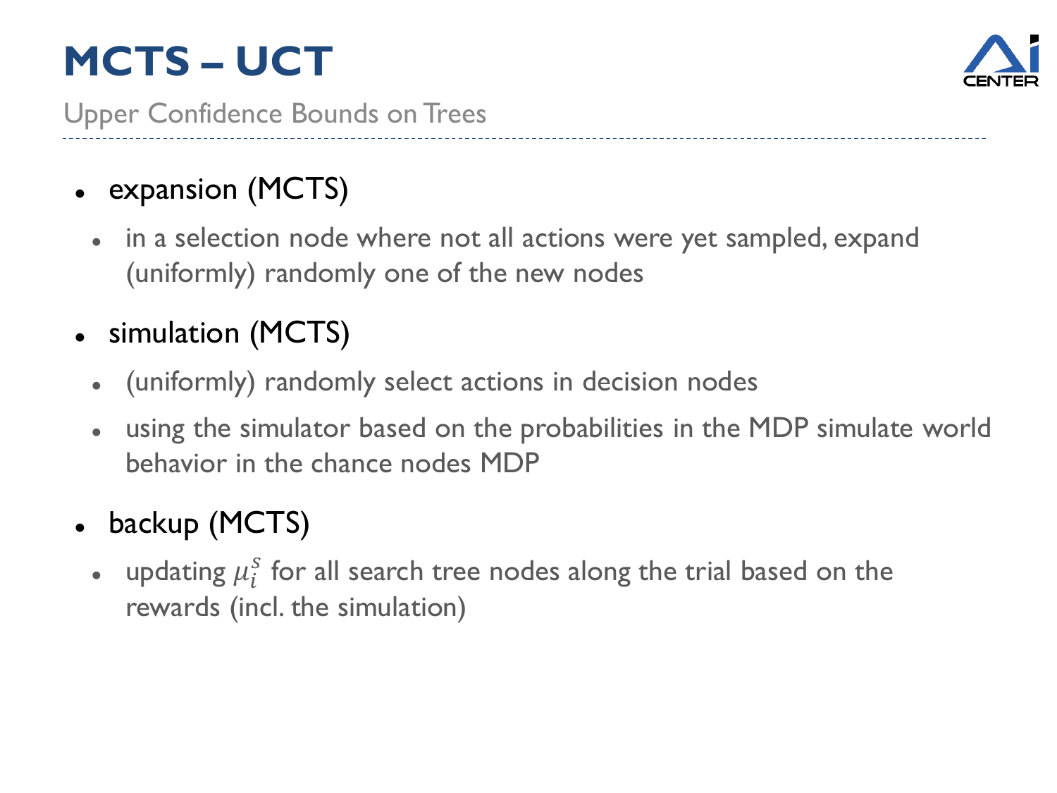# MCTS – UCT

Upper Confidence Bounds on Trees

- expansion (MCTS)
  - in a selection node where not all actions were yet sampled, expand (uniformly) randomly one of the new nodes
- simulation (MCTS)
  - (uniformly) randomly select actions in decision nodes
  - using the simulator based on the probabilities in the MDP simulate world behavior in the chance nodes MDP
- backup (MCTS)
  - updating $\mu_i^s$ for all search tree nodes along the trial based on the rewards (incl. the simulation)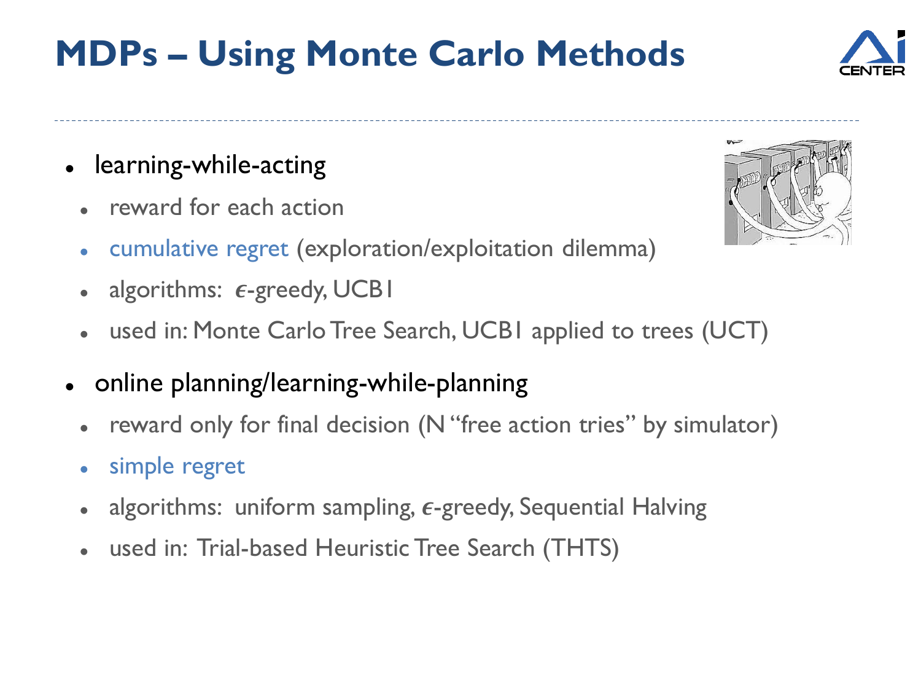# MDPs – Using Monte Carlo Methods

- learning-while-acting
  - reward for each action
  - cumulative regret (exploration/exploitation dilemma)
  - algorithms: $\epsilon$-greedy, UCB1
  - used in: Monte Carlo Tree Search, UCB1 applied to trees (UCT)
- online planning/learning-while-planning
  - reward only for final decision (N "free action tries" by simulator)
  - simple regret
  - algorithms: uniform sampling, $\epsilon$-greedy, Sequential Halving
  - used in: Trial-based Heuristic Tree Search (THTS)